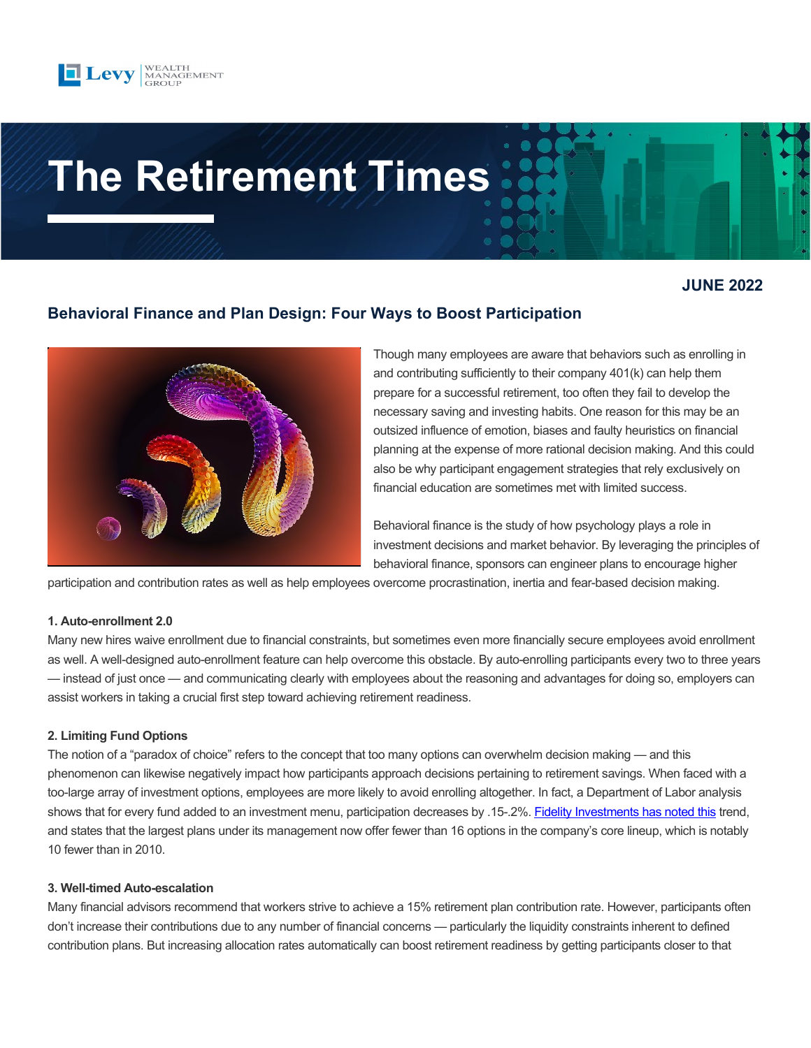Levy WEALTH MANAGEMENT GROUP

# The Retirement Times

**JUNE 2022**

## Behavioral Finance and Plan Design: Four Ways to Boost Participation

Though many employees are aware that behaviors such as enrolling in and contributing sufficiently to their company 401(k) can help them prepare for a successful retirement, too often they fail to develop the necessary saving and investing habits. One reason for this may be an outsized influence of emotion, biases and faulty heuristics on financial planning at the expense of more rational decision making. And this could also be why participant engagement strategies that rely exclusively on financial education are sometimes met with limited success.

Behavioral finance is the study of how psychology plays a role in investment decisions and market behavior. By leveraging the principles of behavioral finance, sponsors can engineer plans to encourage higher participation and contribution rates as well as help employees overcome procrastination, inertia and fear-based decision making.

#### 1. Auto-enrollment 2.0

Many new hires waive enrollment due to financial constraints, but sometimes even more financially secure employees avoid enrollment as well. A well-designed auto-enrollment feature can help overcome this obstacle. By auto-enrolling participants every two to three years — instead of just once — and communicating clearly with employees about the reasoning and advantages for doing so, employers can assist workers in taking a crucial first step toward achieving retirement readiness.

#### 2. Limiting Fund Options

The notion of a "paradox of choice" refers to the concept that too many options can overwhelm decision making — and this phenomenon can likewise negatively impact how participants approach decisions pertaining to retirement savings. When faced with a too-large array of investment options, employees are more likely to avoid enrolling altogether. In fact, a Department of Labor analysis shows that for every fund added to an investment menu, participation decreases by .15-.2%. [Fidelity Investments has noted this] trend, and states that the largest plans under its management now offer fewer than 16 options in the company's core lineup, which is notably 10 fewer than in 2010.

#### 3. Well-timed Auto-escalation

Many financial advisors recommend that workers strive to achieve a 15% retirement plan contribution rate. However, participants often don't increase their contributions due to any number of financial concerns — particularly the liquidity constraints inherent to defined contribution plans. But increasing allocation rates automatically can boost retirement readiness by getting participants closer to that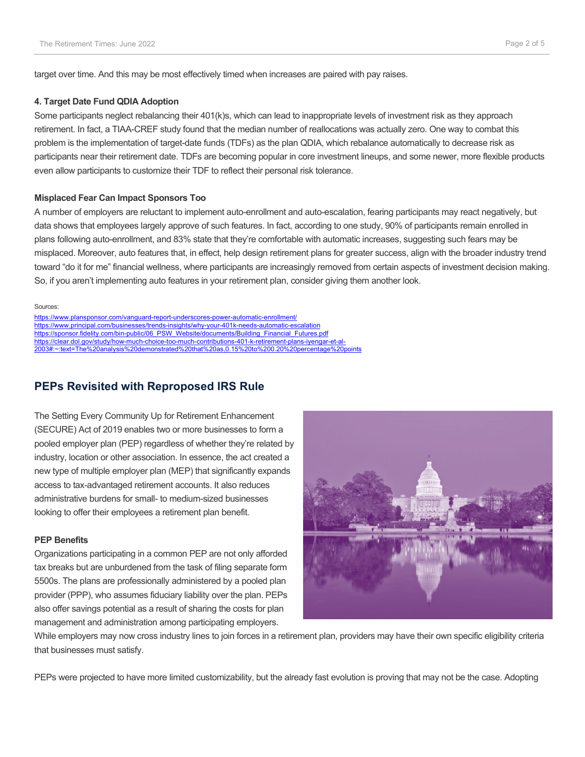target over time. And this may be most effectively timed when increases are paired with pay raises.

#### 4. Target Date Fund QDIA Adoption

Some participants neglect rebalancing their 401(k)s, which can lead to inappropriate levels of investment risk as they approach retirement. In fact, a TIAA-CREF study found that the median number of reallocations was actually zero. One way to combat this problem is the implementation of target-date funds (TDFs) as the plan QDIA, which rebalance automatically to decrease risk as participants near their retirement date. TDFs are becoming popular in core investment lineups, and some newer, more flexible products even allow participants to customize their TDF to reflect their personal risk tolerance.

#### Misplaced Fear Can Impact Sponsors Too

A number of employers are reluctant to implement auto-enrollment and auto-escalation, fearing participants may react negatively, but data shows that employees largely approve of such features. In fact, according to one study, 90% of participants remain enrolled in plans following auto-enrollment, and 83% state that they're comfortable with automatic increases, suggesting such fears may be misplaced. Moreover, auto features that, in effect, help design retirement plans for greater success, align with the broader industry trend toward "do it for me" financial wellness, where participants are increasingly removed from certain aspects of investment decision making. So, if you aren't implementing auto features in your retirement plan, consider giving them another look.

Sources:
https://www.plansponsor.com/vanguard-report-underscores-power-automatic-enrollment/
https://www.principal.com/businesses/trends-insights/why-your-401k-needs-automatic-escalation
https://sponsor.fidelity.com/bin-public/06_PSW_Website/documents/Building_Financial_Futures.pdf
https://clear.dol.gov/study/how-much-choice-too-much-contributions-401-k-retirement-plans-iyengar-et-al-2003#:~:text=The%20analysis%20demonstrated%20that%20as,0.15%20to%200.20%20percentage%20points

## PEPs Revisited with Reproposed IRS Rule

The Setting Every Community Up for Retirement Enhancement (SECURE) Act of 2019 enables two or more businesses to form a pooled employer plan (PEP) regardless of whether they're related by industry, location or other association. In essence, the act created a new type of multiple employer plan (MEP) that significantly expands access to tax-advantaged retirement accounts. It also reduces administrative burdens for small- to medium-sized businesses looking to offer their employees a retirement plan benefit.

#### PEP Benefits

Organizations participating in a common PEP are not only afforded tax breaks but are unburdened from the task of filing separate form 5500s. The plans are professionally administered by a pooled plan provider (PPP), who assumes fiduciary liability over the plan. PEPs also offer savings potential as a result of sharing the costs for plan management and administration among participating employers. While employers may now cross industry lines to join forces in a retirement plan, providers may have their own specific eligibility criteria that businesses must satisfy.

PEPs were projected to have more limited customizability, but the already fast evolution is proving that may not be the case. Adopting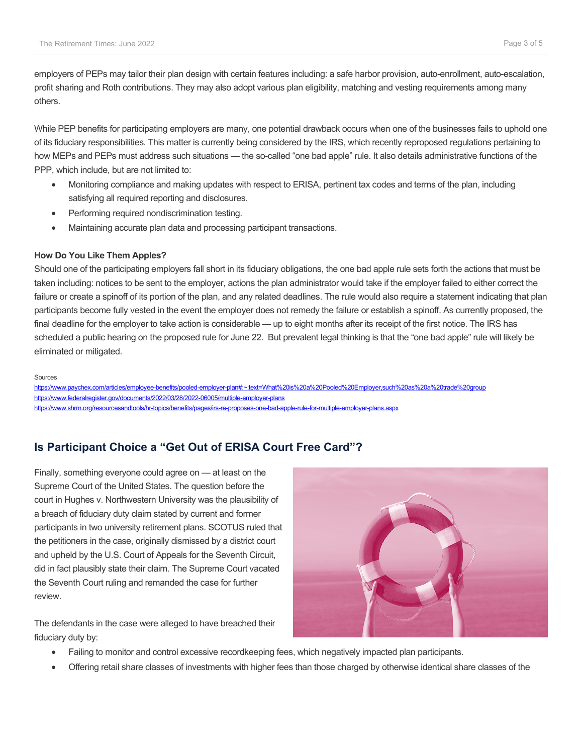employers of PEPs may tailor their plan design with certain features including: a safe harbor provision, auto-enrollment, auto-escalation, profit sharing and Roth contributions. They may also adopt various plan eligibility, matching and vesting requirements among many others.

While PEP benefits for participating employers are many, one potential drawback occurs when one of the businesses fails to uphold one of its fiduciary responsibilities. This matter is currently being considered by the IRS, which recently reproposed regulations pertaining to how MEPs and PEPs must address such situations — the so-called "one bad apple" rule. It also details administrative functions of the PPP, which include, but are not limited to:

- Monitoring compliance and making updates with respect to ERISA, pertinent tax codes and terms of the plan, including satisfying all required reporting and disclosures.
- Performing required nondiscrimination testing.
- Maintaining accurate plan data and processing participant transactions.

**How Do You Like Them Apples?**

Should one of the participating employers fall short in its fiduciary obligations, the one bad apple rule sets forth the actions that must be taken including: notices to be sent to the employer, actions the plan administrator would take if the employer failed to either correct the failure or create a spinoff of its portion of the plan, and any related deadlines. The rule would also require a statement indicating that plan participants become fully vested in the event the employer does not remedy the failure or establish a spinoff. As currently proposed, the final deadline for the employer to take action is considerable — up to eight months after its receipt of the first notice. The IRS has scheduled a public hearing on the proposed rule for June 22. But prevalent legal thinking is that the "one bad apple" rule will likely be eliminated or mitigated.

Sources
https://www.paychex.com/articles/employee-benefits/pooled-employer-plan#:~:text=What%20is%20a%20Pooled%20Employer,such%20as%20a%20trade%20group
https://www.federalregister.gov/documents/2022/03/28/2022-06005/multiple-employer-plans
https://www.shrm.org/resourcesandtools/hr-topics/benefits/pages/irs-re-proposes-one-bad-apple-rule-for-multiple-employer-plans.aspx

## Is Participant Choice a "Get Out of ERISA Court Free Card"?

Finally, something everyone could agree on — at least on the Supreme Court of the United States. The question before the court in Hughes v. Northwestern University was the plausibility of a breach of fiduciary duty claim stated by current and former participants in two university retirement plans. SCOTUS ruled that the petitioners in the case, originally dismissed by a district court and upheld by the U.S. Court of Appeals for the Seventh Circuit, did in fact plausibly state their claim. The Supreme Court vacated the Seventh Court ruling and remanded the case for further review.

The defendants in the case were alleged to have breached their fiduciary duty by:

- Failing to monitor and control excessive recordkeeping fees, which negatively impacted plan participants.
- Offering retail share classes of investments with higher fees than those charged by otherwise identical share classes of the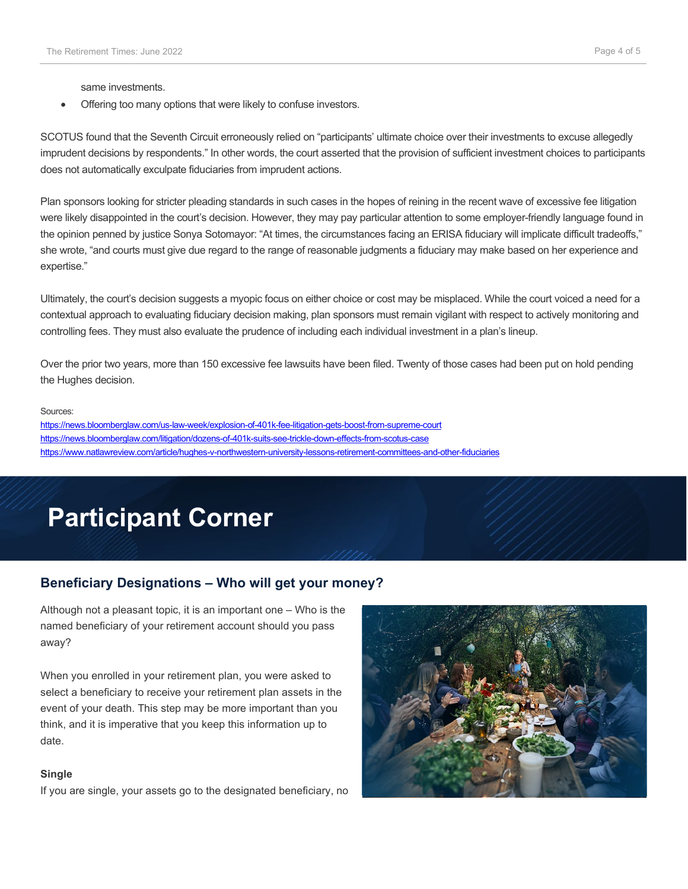same investments.

- Offering too many options that were likely to confuse investors.

SCOTUS found that the Seventh Circuit erroneously relied on "participants' ultimate choice over their investments to excuse allegedly imprudent decisions by respondents." In other words, the court asserted that the provision of sufficient investment choices to participants does not automatically exculpate fiduciaries from imprudent actions.

Plan sponsors looking for stricter pleading standards in such cases in the hopes of reining in the recent wave of excessive fee litigation were likely disappointed in the court's decision. However, they may pay particular attention to some employer-friendly language found in the opinion penned by justice Sonya Sotomayor: "At times, the circumstances facing an ERISA fiduciary will implicate difficult tradeoffs," she wrote, "and courts must give due regard to the range of reasonable judgments a fiduciary may make based on her experience and expertise."

Ultimately, the court's decision suggests a myopic focus on either choice or cost may be misplaced. While the court voiced a need for a contextual approach to evaluating fiduciary decision making, plan sponsors must remain vigilant with respect to actively monitoring and controlling fees. They must also evaluate the prudence of including each individual investment in a plan's lineup.

Over the prior two years, more than 150 excessive fee lawsuits have been filed. Twenty of those cases had been put on hold pending the Hughes decision.

Sources:
https://news.bloomberglaw.com/us-law-week/explosion-of-401k-fee-litigation-gets-boost-from-supreme-court
https://news.bloomberglaw.com/litigation/dozens-of-401k-suits-see-trickle-down-effects-from-scotus-case
https://www.natlawreview.com/article/hughes-v-northwestern-university-lessons-retirement-committees-and-other-fiduciaries

# Participant Corner

## Beneficiary Designations – Who will get your money?

Although not a pleasant topic, it is an important one – Who is the named beneficiary of your retirement account should you pass away?

When you enrolled in your retirement plan, you were asked to select a beneficiary to receive your retirement plan assets in the event of your death. This step may be more important than you think, and it is imperative that you keep this information up to date.

**Single**

If you are single, your assets go to the designated beneficiary, no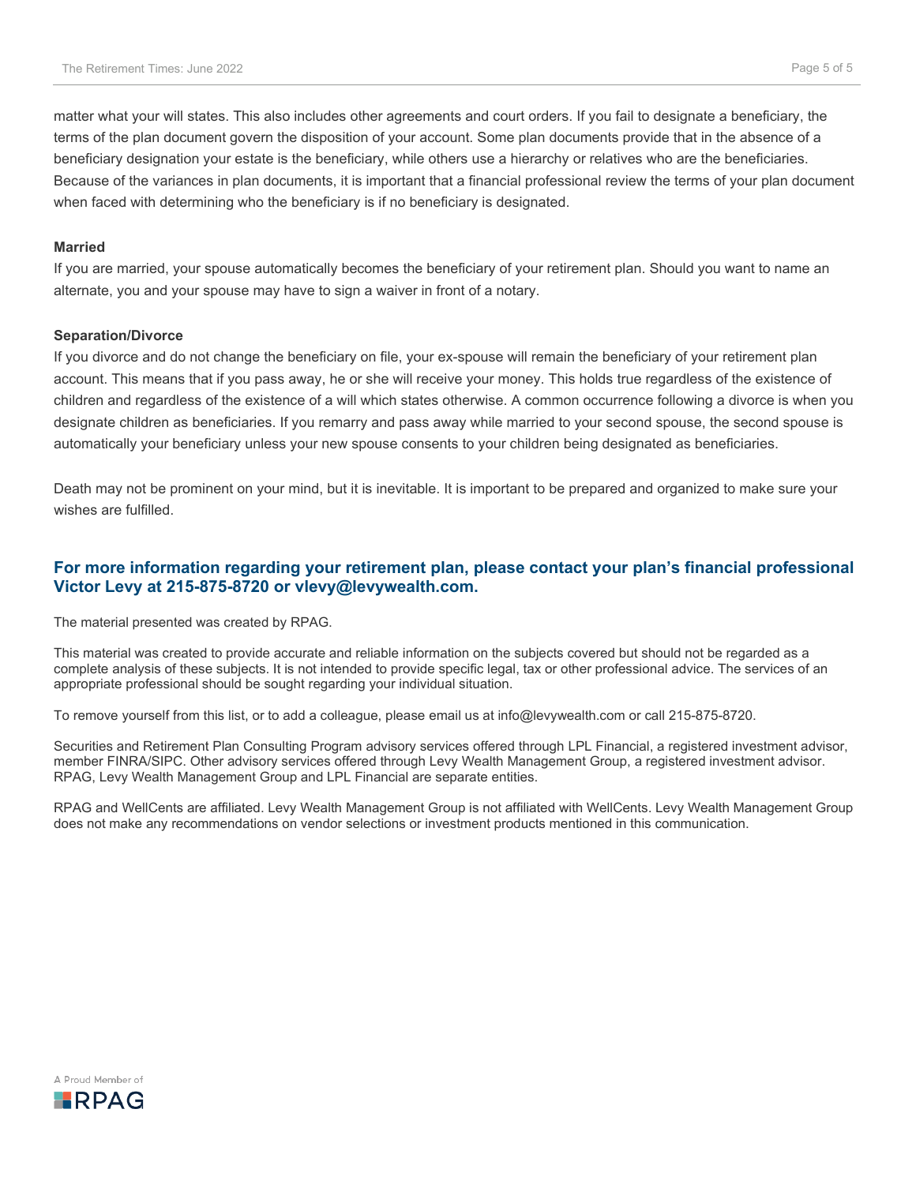matter what your will states. This also includes other agreements and court orders. If you fail to designate a beneficiary, the terms of the plan document govern the disposition of your account. Some plan documents provide that in the absence of a beneficiary designation your estate is the beneficiary, while others use a hierarchy or relatives who are the beneficiaries. Because of the variances in plan documents, it is important that a financial professional review the terms of your plan document when faced with determining who the beneficiary is if no beneficiary is designated.

**Married**

If you are married, your spouse automatically becomes the beneficiary of your retirement plan. Should you want to name an alternate, you and your spouse may have to sign a waiver in front of a notary.

**Separation/Divorce**

If you divorce and do not change the beneficiary on file, your ex-spouse will remain the beneficiary of your retirement plan account. This means that if you pass away, he or she will receive your money. This holds true regardless of the existence of children and regardless of the existence of a will which states otherwise. A common occurrence following a divorce is when you designate children as beneficiaries. If you remarry and pass away while married to your second spouse, the second spouse is automatically your beneficiary unless your new spouse consents to your children being designated as beneficiaries.

Death may not be prominent on your mind, but it is inevitable. It is important to be prepared and organized to make sure your wishes are fulfilled.

### For more information regarding your retirement plan, please contact your plan's financial professional Victor Levy at 215-875-8720 or vlevy@levywealth.com.

The material presented was created by RPAG.

This material was created to provide accurate and reliable information on the subjects covered but should not be regarded as a complete analysis of these subjects. It is not intended to provide specific legal, tax or other professional advice. The services of an appropriate professional should be sought regarding your individual situation.

To remove yourself from this list, or to add a colleague, please email us at info@levywealth.com or call 215-875-8720.

Securities and Retirement Plan Consulting Program advisory services offered through LPL Financial, a registered investment advisor, member FINRA/SIPC. Other advisory services offered through Levy Wealth Management Group, a registered investment advisor. RPAG, Levy Wealth Management Group and LPL Financial are separate entities.

RPAG and WellCents are affiliated. Levy Wealth Management Group is not affiliated with WellCents. Levy Wealth Management Group does not make any recommendations on vendor selections or investment products mentioned in this communication.

A Proud Member of

RPAG